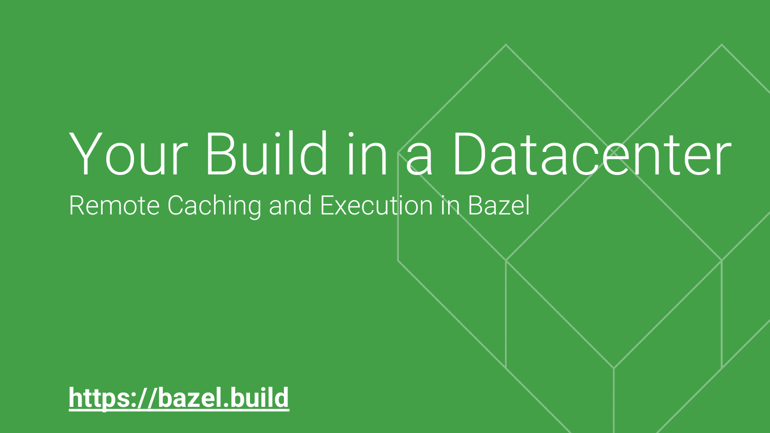# Your Build in a Datacenter

Remote Caching and Execution in Bazel

**https://bazel.build**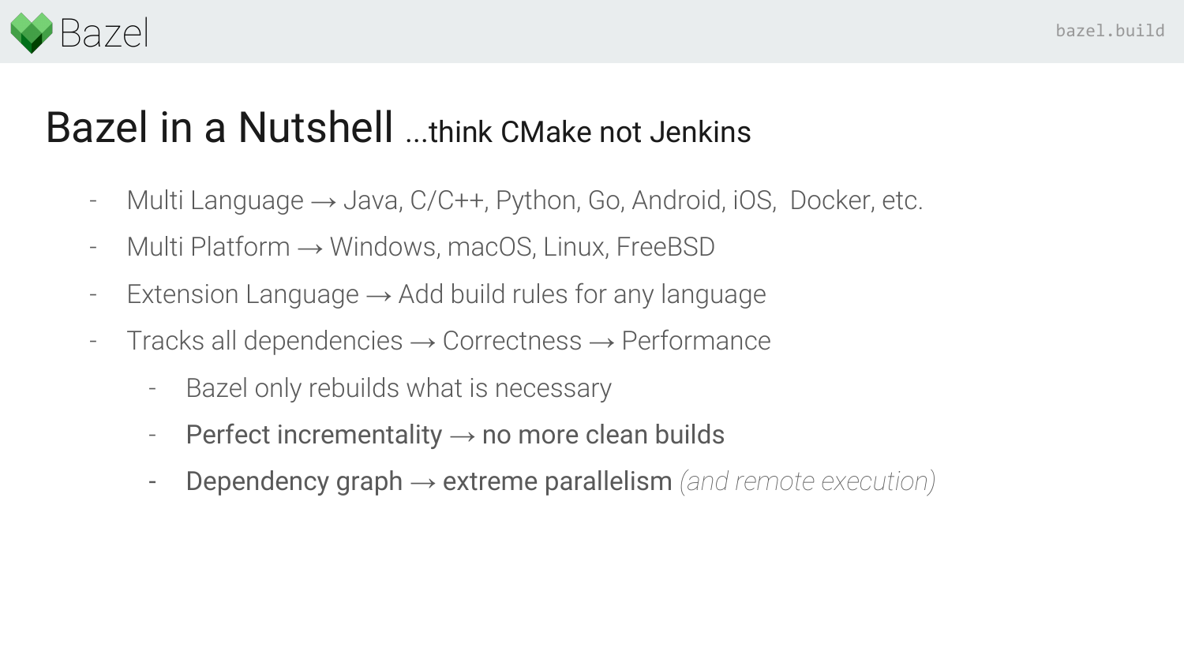# Bazel in a Nutshell ...think CMake not Jenkins

- Multi Language → Java, C/C++, Python, Go, Android, iOS, Docker, etc.
- Multi Platform → Windows, macOS, Linux, FreeBSD
- Extension Language → Add build rules for any language
- Tracks all dependencies → Correctness → Performance
  - Bazel only rebuilds what is necessary
  - Perfect incrementality → no more clean builds
  - Dependency graph → extreme parallelism *(and remote execution)*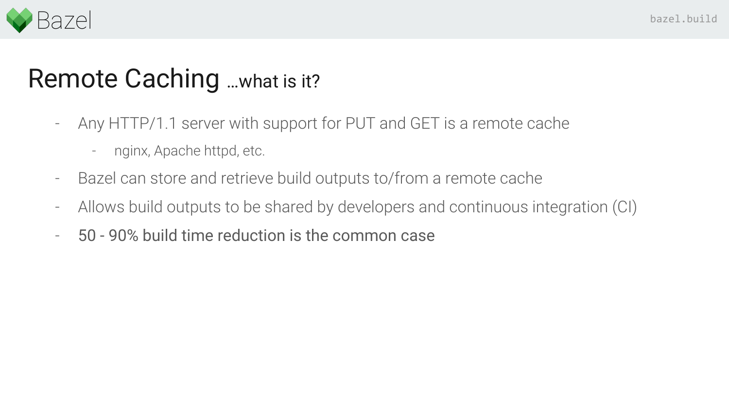# Remote Caching ...what is it?

- Any HTTP/1.1 server with support for PUT and GET is a remote cache
  - nginx, Apache httpd, etc.
- Bazel can store and retrieve build outputs to/from a remote cache
- Allows build outputs to be shared by developers and continuous integration (CI)
- 50 - 90% build time reduction is the common case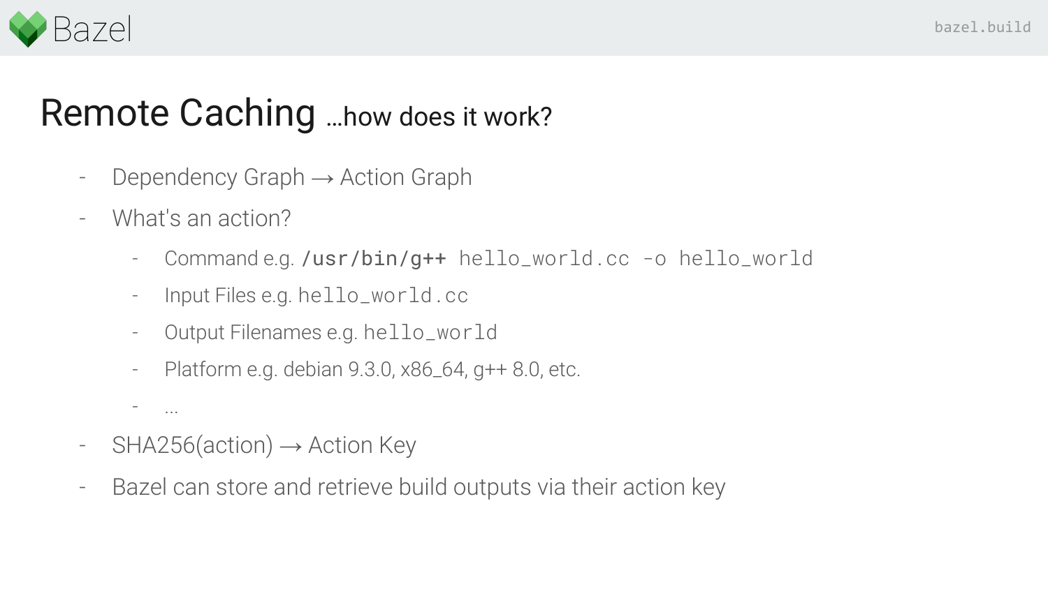# Remote Caching …how does it work?

- Dependency Graph → Action Graph
- What's an action?
  - Command e.g. `/usr/bin/g++ hello_world.cc -o hello_world`
  - Input Files e.g. `hello_world.cc`
  - Output Filenames e.g. `hello_world`
  - Platform e.g. debian 9.3.0, x86_64, g++ 8.0, etc.
  - ...
- SHA256(action) → Action Key
- Bazel can store and retrieve build outputs via their action key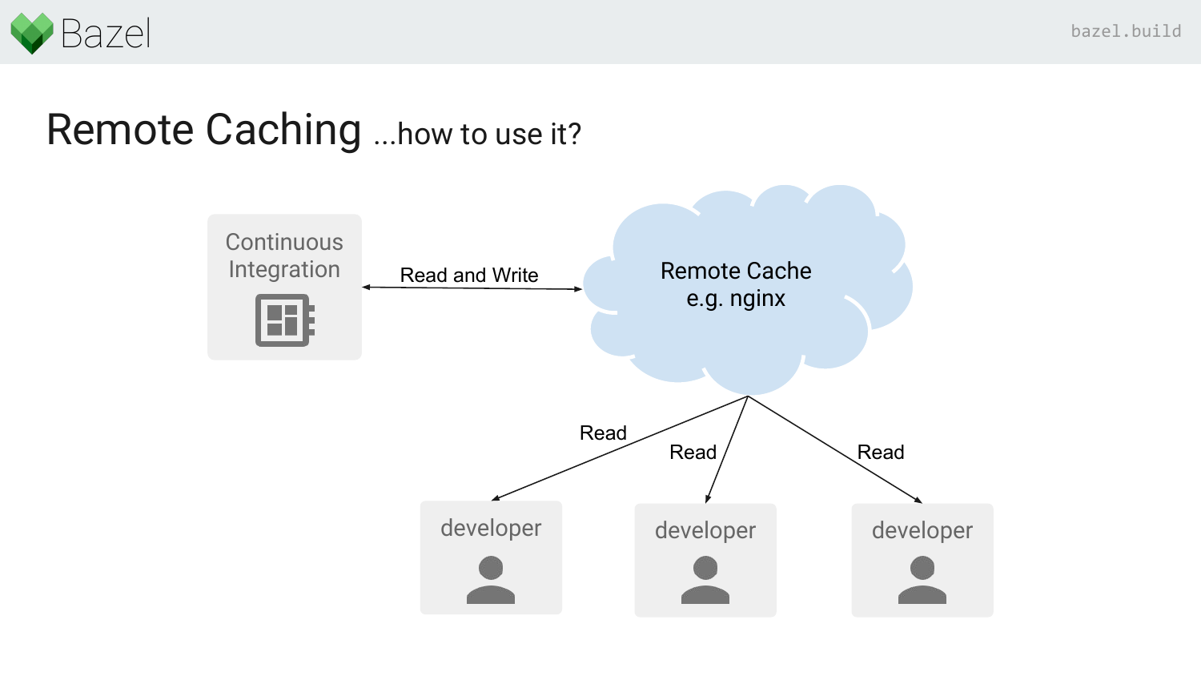# Remote Caching ...how to use it?

Continuous Integration

Read and Write

Remote Cache
e.g. nginx

Read

Read

Read

developer

developer

developer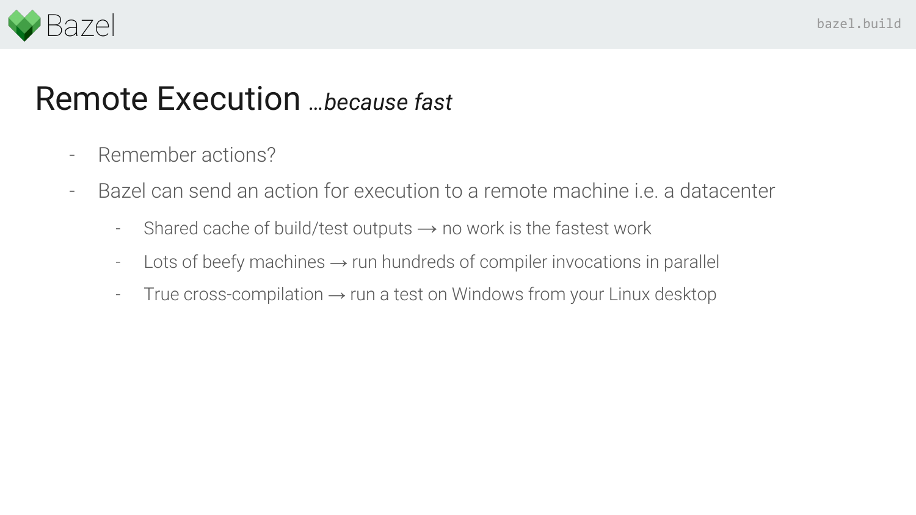# Remote Execution *…because fast*

- Remember actions?
- Bazel can send an action for execution to a remote machine i.e. a datacenter
  - Shared cache of build/test outputs ⟶ no work is the fastest work
  - Lots of beefy machines → run hundreds of compiler invocations in parallel
  - True cross-compilation → run a test on Windows from your Linux desktop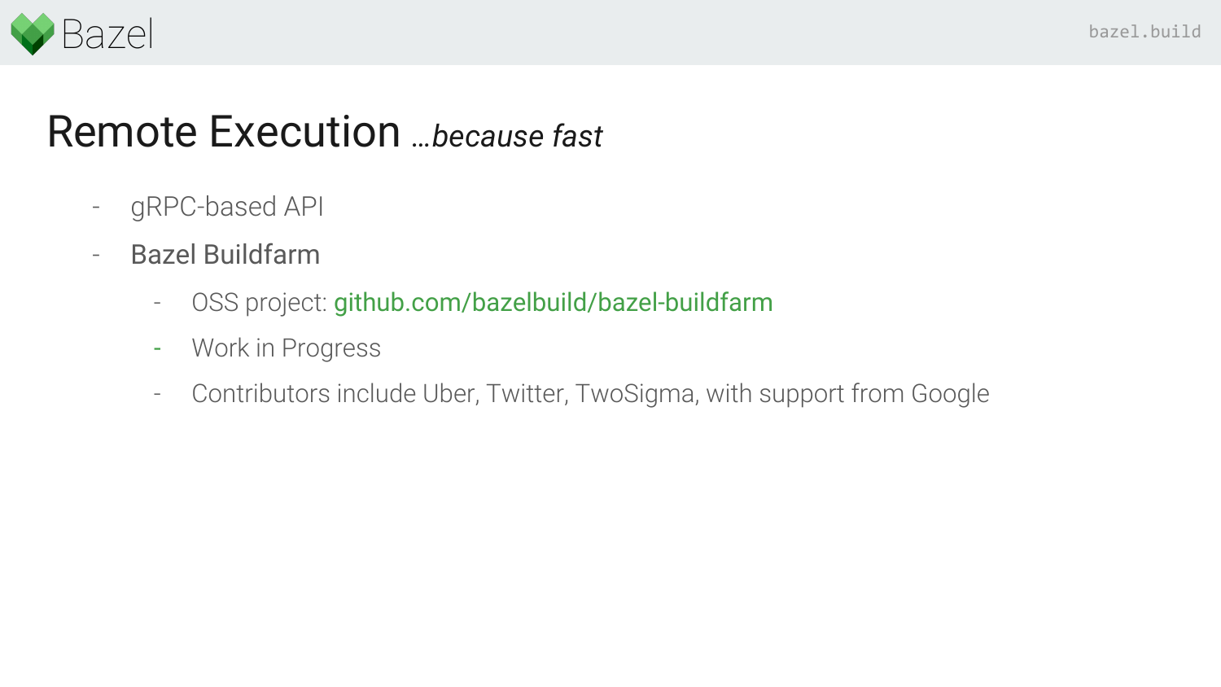# Remote Execution *…because fast*

- gRPC-based API
- Bazel Buildfarm
  - OSS project: github.com/bazelbuild/bazel-buildfarm
  - Work in Progress
  - Contributors include Uber, Twitter, TwoSigma, with support from Google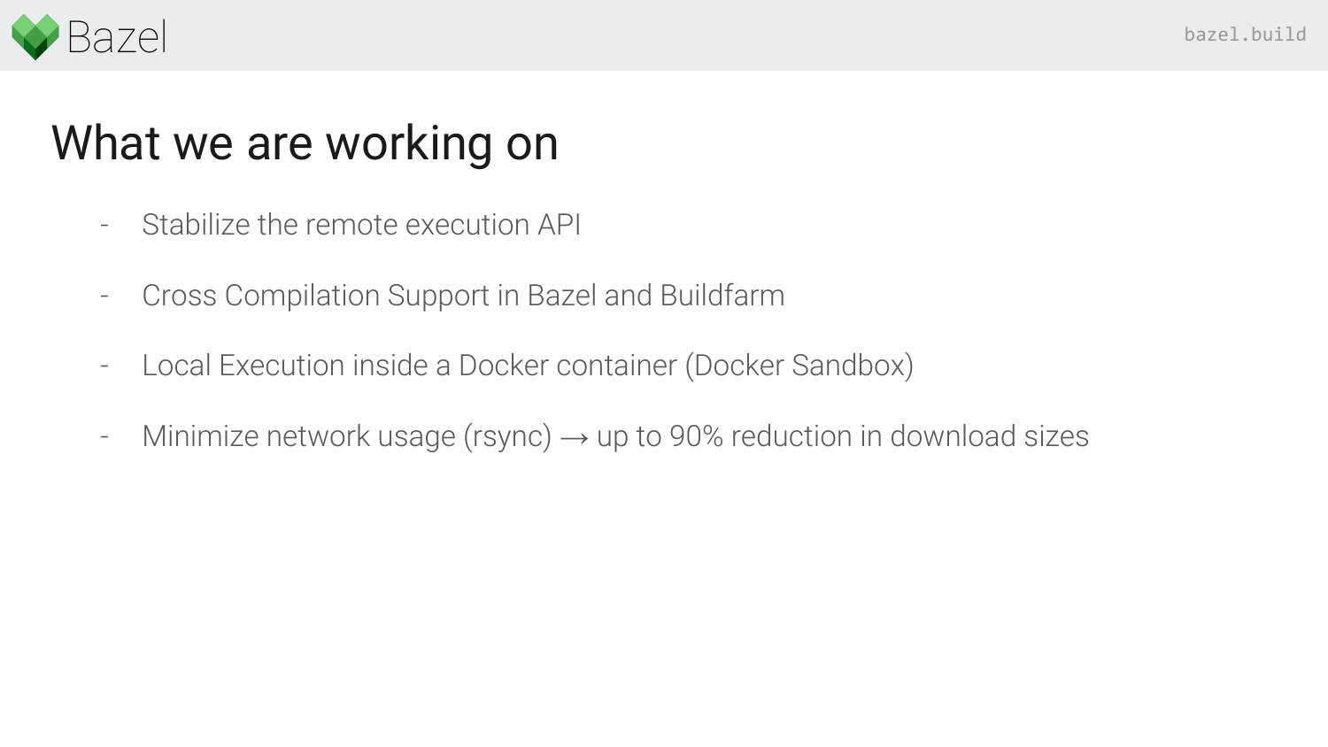# What we are working on

- Stabilize the remote execution API
- Cross Compilation Support in Bazel and Buildfarm
- Local Execution inside a Docker container (Docker Sandbox)
- Minimize network usage (rsync) → up to 90% reduction in download sizes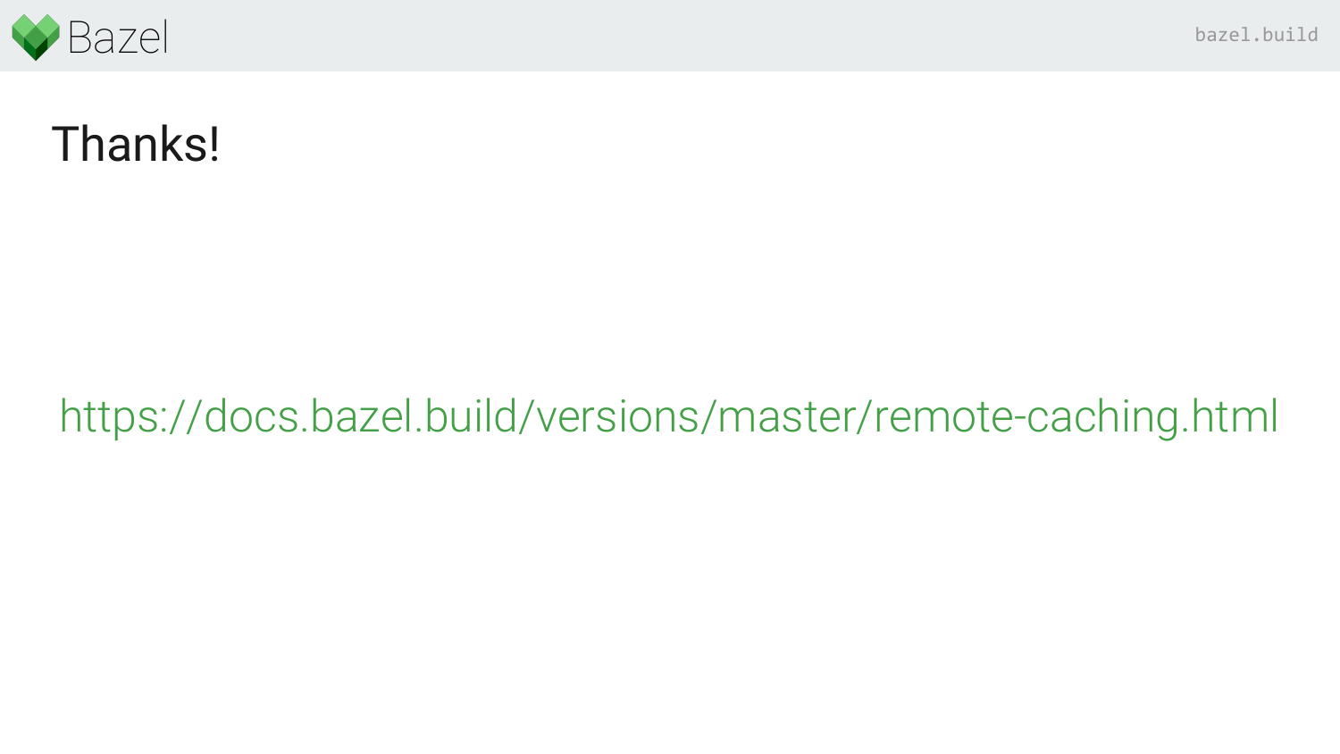# Thanks!

https://docs.bazel.build/versions/master/remote-caching.html